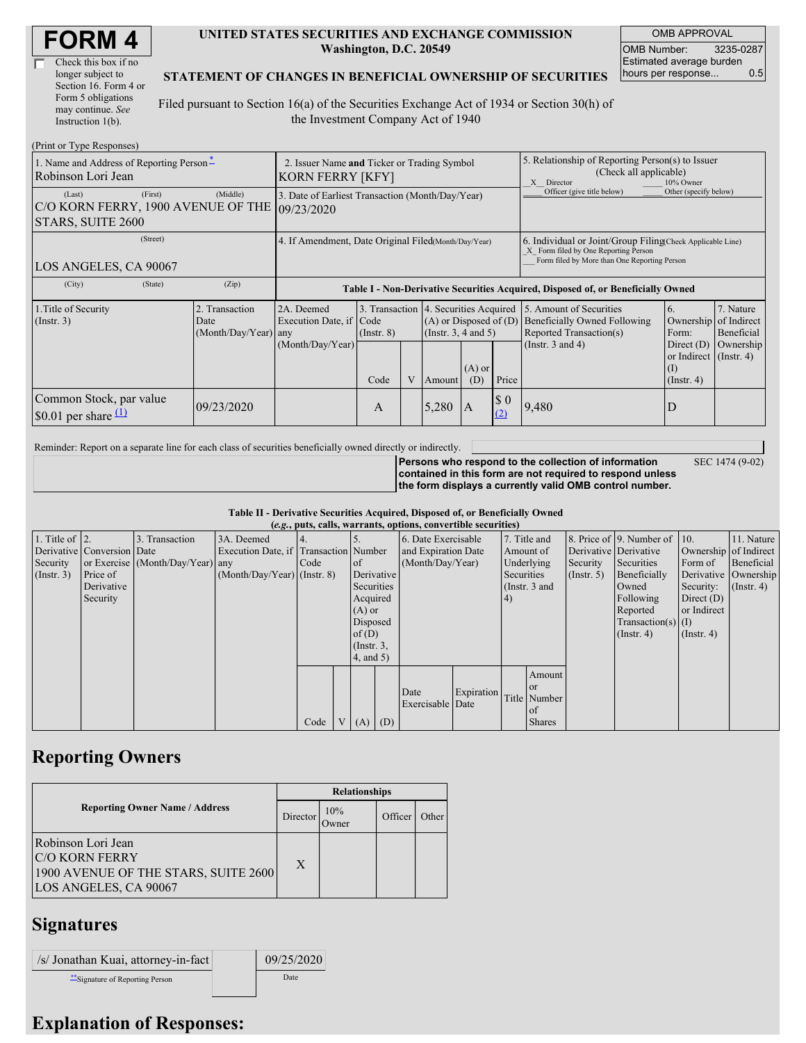# FORM 4

☐ Check this box if no longer subject to Section 16. Form 4 or Form 5 obligations may continue. *See* Instruction 1(b).

**UNITED STATES SECURITIES AND EXCHANGE COMMISSION**
**Washington, D.C. 20549**

**STATEMENT OF CHANGES IN BENEFICIAL OWNERSHIP OF SECURITIES**

Filed pursuant to Section 16(a) of the Securities Exchange Act of 1934 or Section 30(h) of the Investment Company Act of 1940

| OMB APPROVAL | |
|---|---|
| OMB Number: | 3235-0287 |
| Estimated average burden hours per response... | 0.5 |

(Print or Type Responses)

| 1. Name and Address of Reporting Person * | 2. Issuer Name and Ticker or Trading Symbol | 5. Relationship of Reporting Person(s) to Issuer (Check all applicable) |
|---|---|---|
| Robinson Lori Jean | KORN FERRY [KFY] | _X_ Director ___ 10% Owner ___ Officer (give title below) ___ Other (specify below) |
| (Last) (First) (Middle) C/O KORN FERRY, 1900 AVENUE OF THE STARS, SUITE 2600 | 3. Date of Earliest Transaction (Month/Day/Year) 09/23/2020 | |
| (Street) LOS ANGELES, CA 90067 | 4. If Amendment, Date Original Filed (Month/Day/Year) | 6. Individual or Joint/Group Filing (Check Applicable Line) _X_ Form filed by One Reporting Person ___ Form filed by More than One Reporting Person |
| (City) (State) (Zip) | | |

**Table I - Non-Derivative Securities Acquired, Disposed of, or Beneficially Owned**

| 1.Title of Security (Instr. 3) | 2. Transaction Date (Month/Day/Year) | 2A. Deemed Execution Date, if any (Month/Day/Year) | 3. Transaction Code (Instr. 8) | | 4. Securities Acquired (A) or Disposed of (D) (Instr. 3, 4 and 5) | | | 5. Amount of Securities Beneficially Owned Following Reported Transaction(s) (Instr. 3 and 4) | 6. Ownership Form: Direct (D) or Indirect (I) (Instr. 4) | 7. Nature of Indirect Beneficial Ownership (Instr. 4) |
|---|---|---|---|---|---|---|---|---|---|---|
| | | | Code | V | Amount | (A) or (D) | Price | | | |
| Common Stock, par value $0.01 per share (1) | 09/23/2020 | | A | | 5,280 | A | $ 0 (2) | 9,480 | D | |

Reminder: Report on a separate line for each class of securities beneficially owned directly or indirectly.

**Persons who respond to the collection of information contained in this form are not required to respond unless the form displays a currently valid OMB control number.** SEC 1474 (9-02)

**Table II - Derivative Securities Acquired, Disposed of, or Beneficially Owned**
**(*e.g.*, puts, calls, warrants, options, convertible securities)**

| 1. Title of Derivative Security (Instr. 3) | 2. Conversion or Exercise Price of Derivative Security | 3. Transaction Date (Month/Day/Year) | 3A. Deemed Execution Date, if any (Month/Day/Year) | 4. Transaction Code (Instr. 8) | | 5. Number of Derivative Securities Acquired (A) or Disposed of (D) (Instr. 3, 4, and 5) | | 6. Date Exercisable and Expiration Date (Month/Day/Year) | | 7. Title and Amount of Underlying Securities (Instr. 3 and 4) | | 8. Price of Derivative Security (Instr. 5) | 9. Number of Derivative Securities Beneficially Owned Following Reported Transaction(s) (Instr. 4) | 10. Ownership Form of Derivative Security: Direct (D) or Indirect (I) (Instr. 4) | 11. Nature of Indirect Beneficial Ownership (Instr. 4) |
|---|---|---|---|---|---|---|---|---|---|---|---|---|---|---|---|
| | | | | Code | V | (A) | (D) | Date Exercisable | Expiration Date | Title | Amount or Number of Shares | | | | |

## Reporting Owners

| Reporting Owner Name / Address | Relationships | | | |
|---|---|---|---|---|
| | Director | 10% Owner | Officer | Other |
| Robinson Lori Jean C/O KORN FERRY 1900 AVENUE OF THE STARS, SUITE 2600 LOS ANGELES, CA 90067 | X | | | |

## Signatures

| /s/ Jonathan Kuai, attorney-in-fact | 09/25/2020 |
|---|---|
| ** Signature of Reporting Person | Date |

## Explanation of Responses: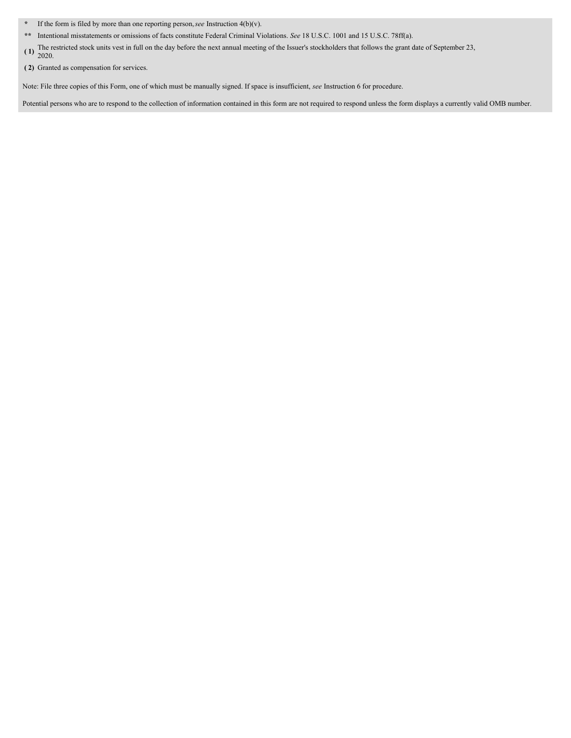\* If the form is filed by more than one reporting person, *see* Instruction 4(b)(v).

\*\* Intentional misstatements or omissions of facts constitute Federal Criminal Violations. *See* 18 U.S.C. 1001 and 15 U.S.C. 78ff(a).

**( 1)** The restricted stock units vest in full on the day before the next annual meeting of the Issuer's stockholders that follows the grant date of September 23, 2020.

**( 2)** Granted as compensation for services.

Note: File three copies of this Form, one of which must be manually signed. If space is insufficient, *see* Instruction 6 for procedure.

Potential persons who are to respond to the collection of information contained in this form are not required to respond unless the form displays a currently valid OMB number.